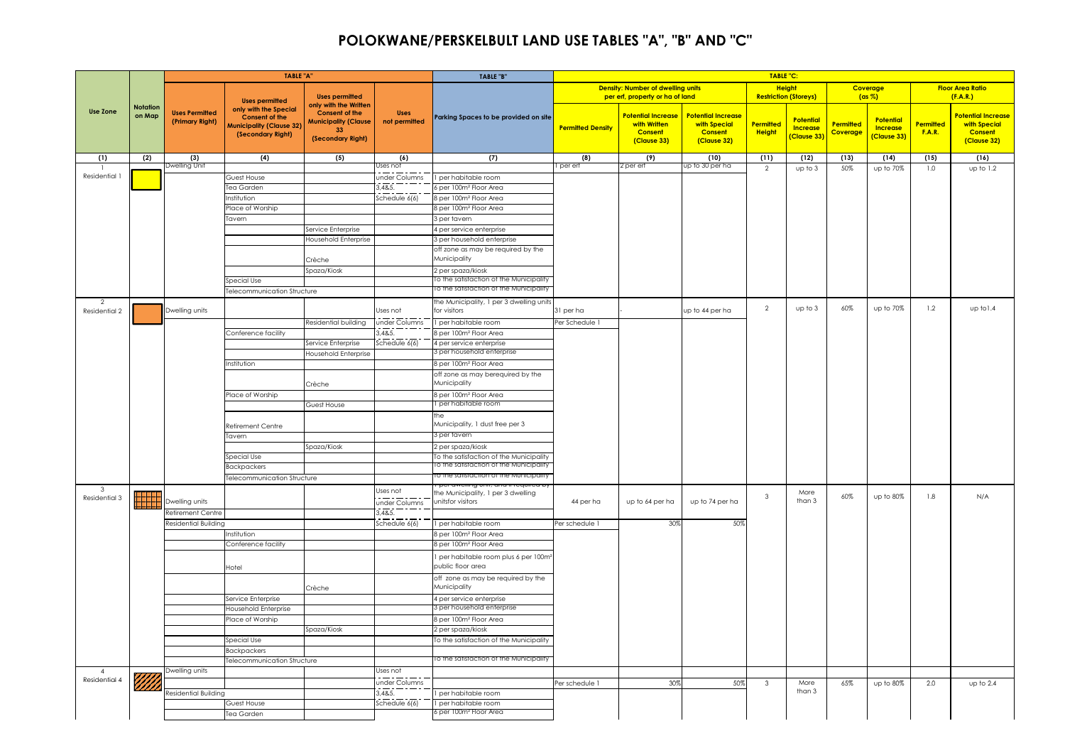# POLOKWANE/PERSKELBULT LAND USE TABLES "A", "B" AND "C"

| Use Zone | Notation on Map | TABLE "A" | | | | TABLE "B" | TABLE "C": | | | | | | | | | |
|---|---|---|---|---|---|---|---|---|---|---|---|---|---|---|---|---|
| | | | | | | | Density: Number of dwelling units per erf, property or ha of land | | | Height Restriction (Storeys) | | Coverage (as %) | | Floor Area Ratio (F.A.R.) | | |
| | | Uses Permitted (Primary Right) | Uses permitted only with the Special Consent of the Municipality (Clause 32) (Secondary Right) | Uses permitted only with the Written Consent of the Municipality (Clause 33) (Secondary Right) | Uses not permitted | Parking Spaces to be provided on site | Permitted Density | Potential Increase with Written Consent (Clause 33) | Potential Increase with Special Consent (Clause 32) | Permitted Height | Potential Increase (Clause 33) | Permitted Coverage | Potential Increase (Clause 33) | Permitted F.A.R. | Potential Increase with Special Consent (Clause 32) |
| (1) | (2) | (3) | (4) | (5) | (6) | (7) | (8) | (9) | (10) | (11) | (12) | (13) | (14) | (15) | (16) |
| 1 Residential 1 | | Dwelling Unit | | | Uses not under Columns 3,4&5. Schedule 6(6) | | 1 per erf | 2 per erf | up to 30 per ha | 2 | up to 3 | 50% | up to 70% | 1.0 | up to 1.2 |
| | | | Guest House | | | 1 per habitable room | | | | | | | | | |
| | | | Tea Garden | | | 6 per 100m² Floor Area | | | | | | | | | |
| | | | Institution | | | 8 per 100m² Floor Area | | | | | | | | | |
| | | | Place of Worship | | | 8 per 100m² Floor Area | | | | | | | | | |
| | | | Tavern | | | 3 per tavern | | | | | | | | | |
| | | | | Service Enterprise | | 4 per service enterprise | | | | | | | | | |
| | | | | Household Enterprise | | 3 per household enterprise | | | | | | | | | |
| | | | | Crèche | | off zone as may be required by the Municipality | | | | | | | | | |
| | | | | Spaza/Kiosk | | 2 per spaza/kiosk | | | | | | | | | |
| | | | Special Use | | | To the satisfaction of the Municipality | | | | | | | | | |
| | | | Telecommunication Structure | | | To the satisfaction of the Municipality | | | | | | | | | |
| 2 Residential 2 | | Dwelling units | | | Uses not under Columns 3,4&5. Schedule 6(6) | the Municipality, 1 per 3 dwelling units for visitors | 31 per ha | - | up to 44 per ha | 2 | up to 3 | 60% | up to 70% | 1.2 | up to1.4 |
| | | | | Residential building | | 1 per habitable room | Per Schedule 1 | | | | | | | | |
| | | | Conference facility | | | 8 per 100m² Floor Area | | | | | | | | | |
| | | | | Service Enterprise | | 4 per service enterprise | | | | | | | | | |
| | | | | Household Enterprise | | 3 per household enterprise | | | | | | | | | |
| | | | Institution | | | 8 per 100m² Floor Area | | | | | | | | | |
| | | | | Crèche | | off zone as may berequired by the Municipality | | | | | | | | | |
| | | | Place of Worship | | | 8 per 100m² Floor Area | | | | | | | | | |
| | | | | Guest House | | 1 per habitable room | | | | | | | | | |
| | | | Retirement Centre | | | the Municipality, 1 dust free per 3 | | | | | | | | | |
| | | | Tavern | | | 3 per tavern | | | | | | | | | |
| | | | | Spaza/Kiosk | | 2 per spaza/kiosk | | | | | | | | | |
| | | | Special Use | | | To the satisfaction of the Municipality | | | | | | | | | |
| | | | Backpackers | | | To the satisfaction of the Municipality | | | | | | | | | |
| | | | Telecommunication Structure | | | To the satisfaction of the Municipality | | | | | | | | | |
| 3 Residential 3 | | Dwelling units | | | Uses not under Columns 3,4&5. Schedule 6(6) | 1 per dwelling unit, and if required by the Municipality, 1 per 3 dwelling unitsfor visitors | 44 per ha | up to 64 per ha | up to 74 per ha | 3 | More than 3 | 60% | up to 80% | 1.8 | N/A |
| | | Retirement Centre | | | | | | | | | | | | | |
| | | Residential Building | | | | 1 per habitable room | Per schedule 1 | 30% | 50% | | | | | | |
| | | | Institution | | | 8 per 100m² Floor Area | | | | | | | | | |
| | | | Conference facility | | | 8 per 100m² Floor Area | | | | | | | | | |
| | | | Hotel | | | 1 per habitable room plus 6 per 100m² public floor area | | | | | | | | | |
| | | | | Crèche | | off zone as may be required by the Municipality | | | | | | | | | |
| | | | Service Enterprise | | | 4 per service enterprise | | | | | | | | | |
| | | | Household Enterprise | | | 3 per household enterprise | | | | | | | | | |
| | | | Place of Worship | | | 8 per 100m² Floor Area | | | | | | | | | |
| | | | | Spaza/Kiosk | | 2 per spaza/kiosk | | | | | | | | | |
| | | | Special Use | | | To the satisfaction of the Municipality | | | | | | | | | |
| | | | Backpackers | | | To the satisfaction of the Municipality | | | | | | | | | |
| | | | Telecommunication Structure | | | | | | | | | | | | |
| 4 Residential 4 | | Dwelling units | | | Uses not under Columns 3,4&5. Schedule 6(6) | | Per schedule 1 | 30% | 50% | 3 | More than 3 | 65% | up to 80% | 2.0 | up to 2.4 |
| | | Residential Building | | | | 1 per habitable room | | | | | | | | | |
| | | | Guest House | | | 1 per habitable room | | | | | | | | | |
| | | | Tea Garden | | | 6 per 100m² Floor Area | | | | | | | | | |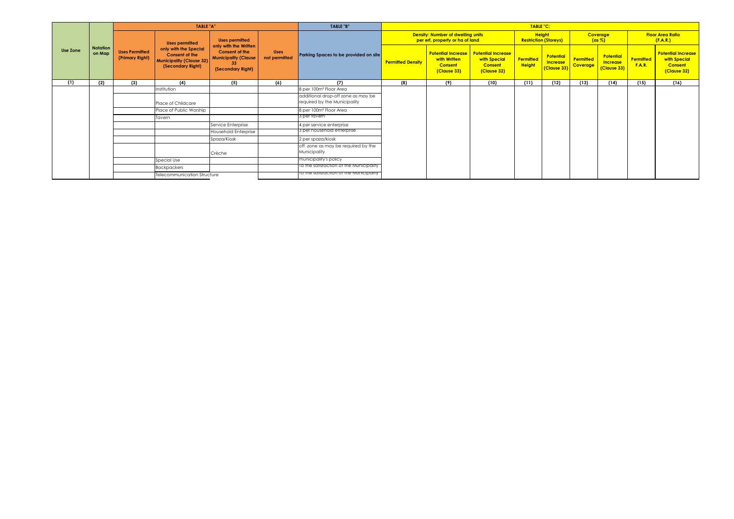| Use Zone | Notation on Map | TABLE "A" | | | | TABLE "B" | TABLE "C: | | | | | | | | |
|---|---|---|---|---|---|---|---|---|---|---|---|---|---|---|---|
| | | Uses Permitted (Primary Right) | Uses permitted only with the Special Consent of the Municipality (Clause 32) (Secondary Right) | Uses permitted only with the Written Consent of the Municipality (Clause 33 (Secondary Right) | Uses not permitted | Parking Spaces to be provided on site | Density: Number of dwelling units per erf, property or ha of land | | | Height Restriction (Storeys) | | Coverage (as %) | | Floor Area Ratio (F.A.R.) | |
| | | | | | | | Permitted Density | Potential Increase with Written Consent (Clause 33) | Potential Increase with Special Consent (Clause 32) | Permitted Height | Potential Increase (Clause 33) | Permitted Coverage | Potential Increase (Clause 33) | Permitted F.A.R. | Potential Increase with Special Consent (Clause 32) |
| (1) | (2) | (3) | (4) | (5) | (6) | (7) | (8) | (9) | (10) | (11) | (12) | (13) | (14) | (15) | (16) |
| | | | Institution | | | 8 per 100m² Floor Area | | | | | | | | | |
| | | | Place of Childcare | | | additional drop-off zone as may be required by the Municipality | | | | | | | | | |
| | | | Place of Public Worship | | | 8 per 100m² Floor Area | | | | | | | | | |
| | | | Tavern | | | 3 per tavern | | | | | | | | | |
| | | | | Service Enterprise | | 4 per service enterprise | | | | | | | | | |
| | | | | Household Enterprise | | 3 per household enterprise | | | | | | | | | |
| | | | | Spaza/Kiosk | | 2 per spaza/kiosk | | | | | | | | | |
| | | | | Crèche | | off zone as may be required by the Municipality | | | | | | | | | |
| | | | Special Use | | | municipality's policy | | | | | | | | | |
| | | | Backpackers | | | To the satisfaction of the Municipality | | | | | | | | | |
| | | | Telecommunication Structure | | | To the satisfaction of the Municipality | | | | | | | | | |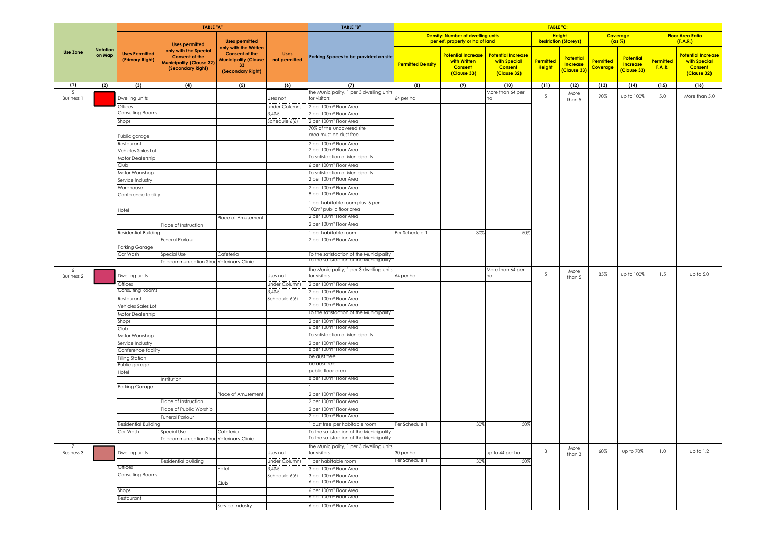| Use Zone | Notation on Map | TABLE "A" | | | | TABLE "B" | TABLE "C": | | | | | | | | | |
|---|---|---|---|---|---|---|---|---|---|---|---|---|---|---|---|---|
| | | Uses Permitted (Primary Right) | Uses permitted only with the Special Consent of the Municipality (Clause 32) (Secondary Right) | Uses permitted only with the Written Consent of the Municipality (Clause 33 (Secondary Right) | Uses not permitted | Parking Spaces to be provided on site | Density: Number of dwelling units per erf, property or ha of land | | | Height Restriction (Storeys) | | Coverage (as %) | | Floor Area Ratio (F.A.R.) | | |
| | | | | | | | Permitted Density | Potential Increase with Written Consent (Clause 33) | Potential Increase with Special Consent (Clause 32) | Permitted Height | Potential Increase (Clause 33) | Permitted Coverage | Potential Increase (Clause 33) | Permitted F.A.R. | Potential Increase with Special Consent (Clause 32) | |
| (1) | (2) | (3) | (4) | (5) | (6) | (7) | (8) | (9) | (10) | (11) | (12) | (13) | (14) | (15) | (16) | |
| 5 Business 1 | | Dwelling units | | | Uses not | the Municipality, 1 per 3 dwelling units for visitors | 64 per ha | | More than 64 per ha | 5 | More than 5 | 90% | up to 100% | 5.0 | More than 5.0 | |
| | | Offices | | | under Columns | 2 per 100m² Floor Area | | | | | | | | | | |
| | | Consulting Rooms | | | 3,4&5. | 2 per 100m² Floor Area | | | | | | | | | | |
| | | Shops | | | Schedule 6(6) | 2 per 100m² Floor Area | | | | | | | | | | |
| | | Public garage | | | | 70% of the uncovered site area must be dust free | | | | | | | | | | |
| | | Restaurant | | | | 2 per 100m² Floor Area | | | | | | | | | | |
| | | Vehicles Sales Lot | | | | 2 per 100m² Floor Area | | | | | | | | | | |
| | | Motor Dealership | | | | To satisfaction of Municipality | | | | | | | | | | |
| | | Club | | | | 6 per 100m² Floor Area | | | | | | | | | | |
| | | Motor Workshop | | | | To satisfaction of Municipality | | | | | | | | | | |
| | | Service Industry | | | | 2 per 100m² Floor Area | | | | | | | | | | |
| | | Warehouse | | | | 2 per 100m² Floor Area | | | | | | | | | | |
| | | Conference facility | | | | 8 per 100m² Floor Area | | | | | | | | | | |
| | | Hotel | | | | 1 per habitable room plus 6 per 100m² public floor area | | | | | | | | | | |
| | | | | Place of Amusement | | 2 per 100m² Floor Area | | | | | | | | | | |
| | | | Place of Instruction | | | 2 per 100m² Floor Area | | | | | | | | | | |
| | | Residential Building | | | | 1 per habitable room | Per Schedule 1 | 30% | 50% | | | | | | | |
| | | | Funeral Parlour | | | 2 per 100m² Floor Area | | | | | | | | | | |
| | | Parking Garage | | | | | | | | | | | | | | |
| | | Car Wash | Special Use | Cafeteria | | To the satisfaction of the Municipality | | | | | | | | | | |
| | | | Telecommunication Struc | Veterinary Clinic | | To the satisfaction of the Municipality | | | | | | | | | | |
| 6 Business 2 | | Dwelling units | | | Uses not | the Municipality, 1 per 3 dwelling units for visitors | 64 per ha | - | More than 64 per ha | 5 | More than 5 | 85% | up to 100% | 1.5 | up to 5.0 | |
| | | Offices | | | under Columns | 2 per 100m² Floor Area | | | | | | | | | | |
| | | Consulting Rooms | | | 3,4&5. | 2 per 100m² Floor Area | | | | | | | | | | |
| | | Restaurant | | | Schedule 6(6) | 2 per 100m² Floor Area | | | | | | | | | | |
| | | Vehicles Sales Lot | | | | 2 per 100m² Floor Area | | | | | | | | | | |
| | | Motor Dealership | | | | To the satisfaction of the Municipality | | | | | | | | | | |
| | | Shops | | | | 2 per 100m² Floor Area | | | | | | | | | | |
| | | Club | | | | 6 per 100m² Floor Area | | | | | | | | | | |
| | | Motor Workshop | | | | To satisfaction of Municipality | | | | | | | | | | |
| | | Service Industry | | | | 2 per 100m² Floor Area | | | | | | | | | | |
| | | Conference facility | | | | 8 per 100m² Floor Area | | | | | | | | | | |
| | | Filling Station | | | | be dust free | | | | | | | | | | |
| | | Public garage | | | | be dust free | | | | | | | | | | |
| | | Hotel | | | | public floor area | | | | | | | | | | |
| | | | Institution | | | 8 per 100m² Floor Area | | | | | | | | | | |
| | | Parking Garage | | | | - | | | | | | | | | | |
| | | | | Place of Amusement | | 2 per 100m² Floor Area | | | | | | | | | | |
| | | | Place of Instruction | | | 2 per 100m² Floor Area | | | | | | | | | | |
| | | | Place of Public Worship | | | 2 per 100m² Floor Area | | | | | | | | | | |
| | | | Funeral Parlour | | | 2 per 100m² Floor Area | | | | | | | | | | |
| | | Residential Building | | | | 1 dust free per habitable room | Per Schedule 1 | 30% | 50% | | | | | | | |
| | | Car Wash | Special Use | Cafeteria | | To the satisfaction of the Municipality | | | | | | | | | | |
| | | | Telecommunication Struc | Veterinary Clinic | | To the satisfaction of the Municipality | | | | | | | | | | |
| 7 Business 3 | | Dwelling units | | | Uses not | the Municipality, 1 per 3 dwelling units for visitors | 30 per ha | - | up to 44 per ha | 3 | More than 3 | 60% | up to 70% | 1.0 | up to 1.2 | |
| | | | Residential building | | under Columns | 1 per habitable room | Per Schedule 1 | 30% | 50% | | | | | | | |
| | | Offices | | Hotel | 3,4&5. | 3 per 100m² Floor Area | | | | | | | | | | |
| | | Consulting Rooms | | | Schedule 6(6) | 3 per 100m² Floor Area | | | | | | | | | | |
| | | | | Club | | 6 per 100m² Floor Area | | | | | | | | | | |
| | | Shops | | | | 6 per 100m² Floor Area | | | | | | | | | | |
| | | Restaurant | | | | 6 per 100m² Floor Area | | | | | | | | | | |
| | | | | Service Industry | | 6 per 100m² Floor Area | | | | | | | | | | |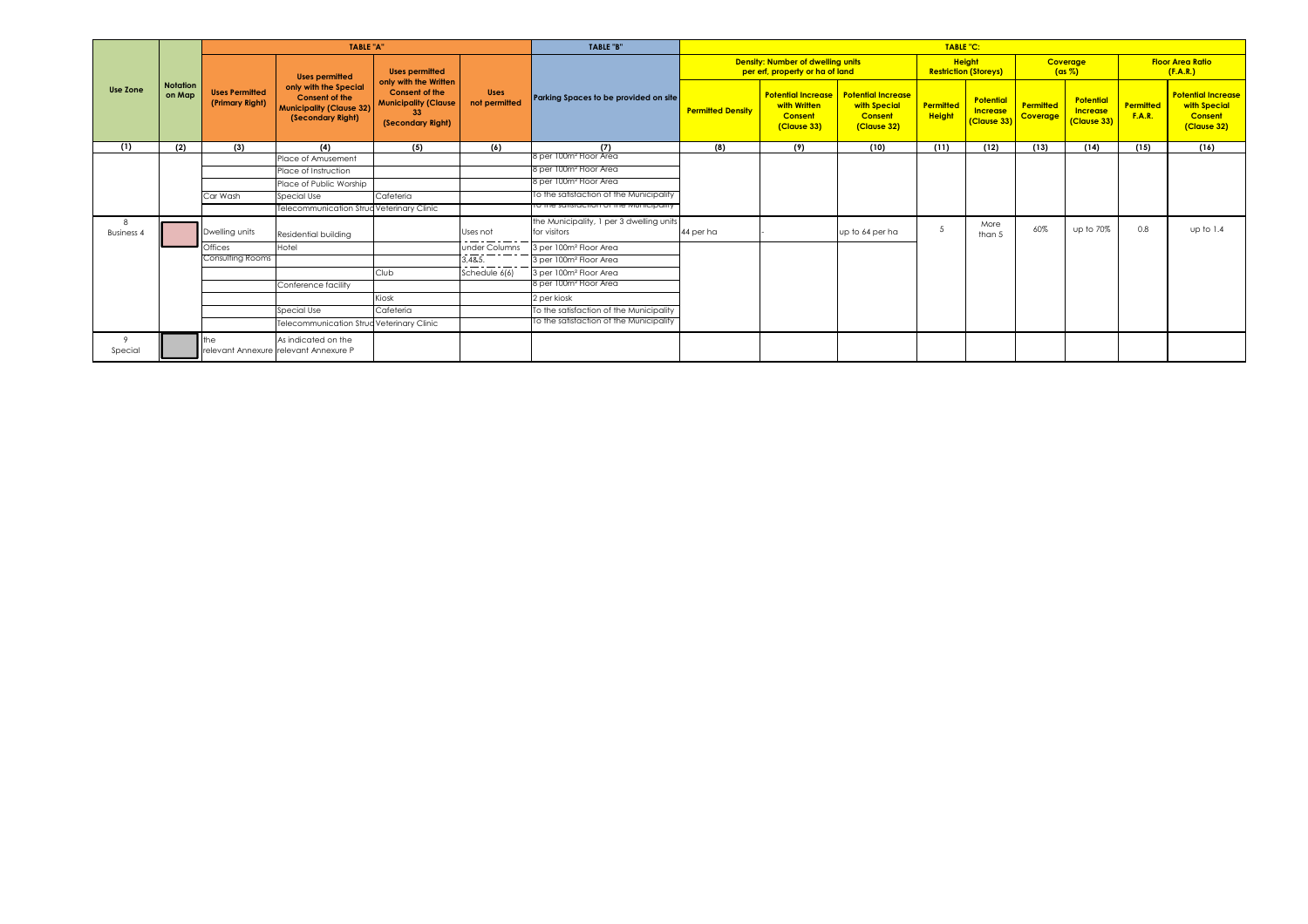| Use Zone | Notation on Map | TABLE "A" | | | | TABLE "B" | TABLE "C: | | | | | | | | |
|---|---|---|---|---|---|---|---|---|---|---|---|---|---|---|---|
| | | Uses Permitted (Primary Right) | Uses permitted only with the Special Consent of the Municipality (Clause 32) (Secondary Right) | Uses permitted only with the Written Consent of the Municipality (Clause 33 (Secondary Right) | Uses not permitted | Parking Spaces to be provided on site | Density: Number of dwelling units per erf, property or ha of land | | | Height Restriction (Storeys) | | Coverage (as %) | | Floor Area Ratio (F.A.R.) | |
| | | | | | | | Permitted Density | Potential Increase with Written Consent (Clause 33) | Potential Increase with Special Consent (Clause 32) | Permitted Height | Potential Increase (Clause 33) | Permitted Coverage | Potential Increase (Clause 33) | Permitted F.A.R. | Potential Increase with Special Consent (Clause 32) |
| (1) | (2) | (3) | (4) | (5) | (6) | (7) | (8) | (9) | (10) | (11) | (12) | (13) | (14) | (15) | (16) |
| | | | Place of Amusement | | | 8 per 100m² Floor Area | | | | | | | | | |
| | | | Place of Instruction | | | 8 per 100m² Floor Area | | | | | | | | | |
| | | | Place of Public Worship | | | 8 per 100m² Floor Area | | | | | | | | | |
| | | Car Wash | Special Use | Cafeteria | | To the satisfaction of the Municipality | | | | | | | | | |
| | | | Telecommunication Struc | Veterinary Clinic | | To the satisfaction of the Municipality | | | | | | | | | |
| 8 Business 4 | | Dwelling units | Residential building | | Uses not | the Municipality, 1 per 3 dwelling units for visitors | 44 per ha | - | up to 64 per ha | 5 | More than 5 | 60% | up to 70% | 0.8 | up to 1.4 |
| | | Offices | Hotel | | under Columns | 3 per 100m² Floor Area | | | | | | | | | |
| | | Consulting Rooms | | | 3,4&5. | 3 per 100m² Floor Area | | | | | | | | | |
| | | | | Club | Schedule 6(6) | 3 per 100m² Floor Area | | | | | | | | | |
| | | | Conference facility | | | 8 per 100m² Floor Area | | | | | | | | | |
| | | | | Kiosk | | 2 per kiosk | | | | | | | | | |
| | | | Special Use | Cafeteria | | To the satisfaction of the Municipality | | | | | | | | | |
| | | | Telecommunication Struc | Veterinary Clinic | | To the satisfaction of the Municipality | | | | | | | | | |
| 9 Special | | the relevant Annexure | As indicated on the relevant Annexure P | | | | | | | | | | | | |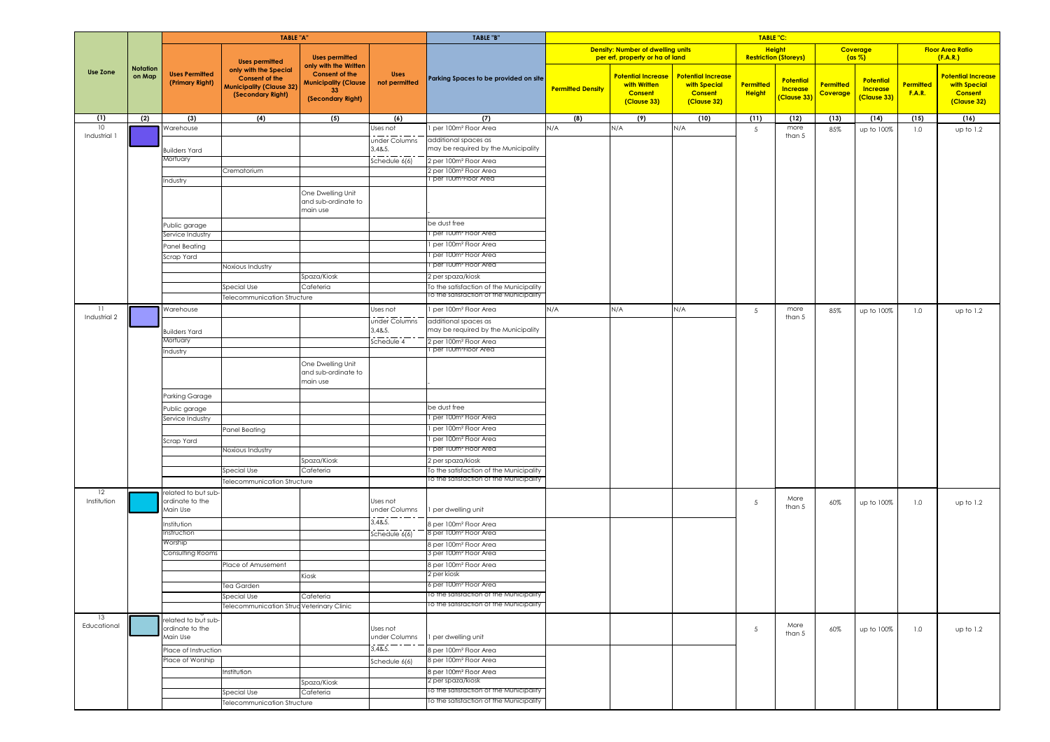| Use Zone | Notation on Map | TABLE "A" | | | | TABLE "B" | TABLE "C": | | | | | | | | |
|---|---|---|---|---|---|---|---|---|---|---|---|---|---|---|---|
| | | | | | | | Density: Number of dwelling units per erf, property or ha of land | | | Height Restriction (Storeys) | | Coverage (as %) | | Floor Area Ratio (F.A.R.) | |
| | | Uses Permitted (Primary Right) | Uses permitted only with the Special Consent of the Municipality (Clause 32) (Secondary Right) | Uses permitted only with the Written Consent of the Municipality (Clause 33 (Secondary Right) | Uses not permitted | Parking Spaces to be provided on site | Permitted Density | Potential Increase with Written Consent (Clause 33) | Potential Increase with Special Consent (Clause 32) | Permitted Height | Potential Increase (Clause 33) | Permitted Coverage | Potential Increase (Clause 33) | Permitted F.A.R. | Potential Increase with Special Consent (Clause 32) |
| (1) | (2) | (3) | (4) | (5) | (6) | (7) | (8) | (9) | (10) | (11) | (12) | (13) | (14) | (15) | (16) |
| 10 Industrial 1 | | Warehouse | | | Uses not | 1 per 100m² Floor Area | N/A | N/A | N/A | 5 | more than 5 | 85% | up to 100% | 1.0 | up to 1.2 |
| | | Builders Yard | | | under Columns 3,4&5. | additional spaces as may be required by the Municipality | | | | | | | | | |
| | | Mortuary | | | Schedule 6(6) | 2 per 100m² Floor Area | | | | | | | | | |
| | | | Crematorium | | | 2 per 100m² Floor Area | | | | | | | | | |
| | | Industry | | | | 1 per 100m² Floor Area | | | | | | | | | |
| | | | | One Dwelling Unit and sub-ordinate to main use | | - | | | | | | | | | |
| | | Public garage | | | | be dust free | | | | | | | | | |
| | | Service Industry | | | | 1 per 100m² Floor Area | | | | | | | | | |
| | | Panel Beating | | | | 1 per 100m² Floor Area | | | | | | | | | |
| | | Scrap Yard | | | | 1 per 100m² Floor Area | | | | | | | | | |
| | | | Noxious Industry | | | 1 per 100m² Floor Area | | | | | | | | | |
| | | | | Spaza/Kiosk | | 2 per spaza/kiosk | | | | | | | | | |
| | | | Special Use | Cafeteria | | To the satisfaction of the Municipality | | | | | | | | | |
| | | | Telecommunication Structure | | | To the satisfaction of the Municipality | | | | | | | | | |
| 11 Industrial 2 | | Warehouse | | | Uses not | 1 per 100m² Floor Area | N/A | N/A | N/A | 5 | more than 5 | 85% | up to 100% | 1.0 | up to 1.2 |
| | | Builders Yard | | | under Columns 3,4&5. | additional spaces as may be required by the Municipality | | | | | | | | | |
| | | Mortuary | | | Schedule 4 | 2 per 100m² Floor Area | | | | | | | | | |
| | | Industry | | | | 1 per 100m² Floor Area | | | | | | | | | |
| | | | | One Dwelling Unit and sub-ordinate to main use | | - | | | | | | | | | |
| | | Parking Garage | | | | | | | | | | | | | |
| | | Public garage | | | | be dust free | | | | | | | | | |
| | | Service Industry | | | | 1 per 100m² Floor Area | | | | | | | | | |
| | | | Panel Beating | | | 1 per 100m² Floor Area | | | | | | | | | |
| | | Scrap Yard | | | | 1 per 100m² Floor Area | | | | | | | | | |
| | | | Noxious Industry | | | 1 per 100m² Floor Area | | | | | | | | | |
| | | | | Spaza/Kiosk | | 2 per spaza/kiosk | | | | | | | | | |
| | | | Special Use | Cafeteria | | To the satisfaction of the Municipality | | | | | | | | | |
| | | | Telecommunication Structure | | | To the satisfaction of the Municipality | | | | | | | | | |
| 12 Institution | | related to but sub-ordinate to the Main Use | | | Uses not under Columns | 1 per dwelling unit | | | | 5 | More than 5 | 60% | up to 100% | 1.0 | up to 1.2 |
| | | Institution | | | 3,4&5. | 8 per 100m² Floor Area | | | | | | | | | |
| | | Instruction | | | Schedule 6(6) | 8 per 100m² Floor Area | | | | | | | | | |
| | | Worship | | | | 8 per 100m² Floor Area | | | | | | | | | |
| | | Consulting Rooms | | | | 3 per 100m² Floor Area | | | | | | | | | |
| | | | Place of Amusement | | | 8 per 100m² Floor Area | | | | | | | | | |
| | | | | Kiosk | | 2 per kiosk | | | | | | | | | |
| | | | Tea Garden | | | 6 per 100m² Floor Area | | | | | | | | | |
| | | | Special Use | Cafeteria | | To the satisfaction of the Municipality | | | | | | | | | |
| | | | Telecommunication Struc | Veterinary Clinic | | To the satisfaction of the Municipality | | | | | | | | | |
| 13 Educational | | related to but sub-ordinate to the Main Use | | | Uses not under Columns | 1 per dwelling unit | | | | 5 | More than 5 | 60% | up to 100% | 1.0 | up to 1.2 |
| | | Place of Instruction | | | 3,4&5. | 8 per 100m² Floor Area | | | | | | | | | |
| | | Place of Worship | | | Schedule 6(6) | 8 per 100m² Floor Area | | | | | | | | | |
| | | | Institution | | | 8 per 100m² Floor Area | | | | | | | | | |
| | | | | Spaza/Kiosk | | 2 per spaza/kiosk | | | | | | | | | |
| | | | Special Use | Cafeteria | | To the satisfaction of the Municipality | | | | | | | | | |
| | | | Telecommunication Structure | | | To the satisfaction of the Municipality | | | | | | | | | |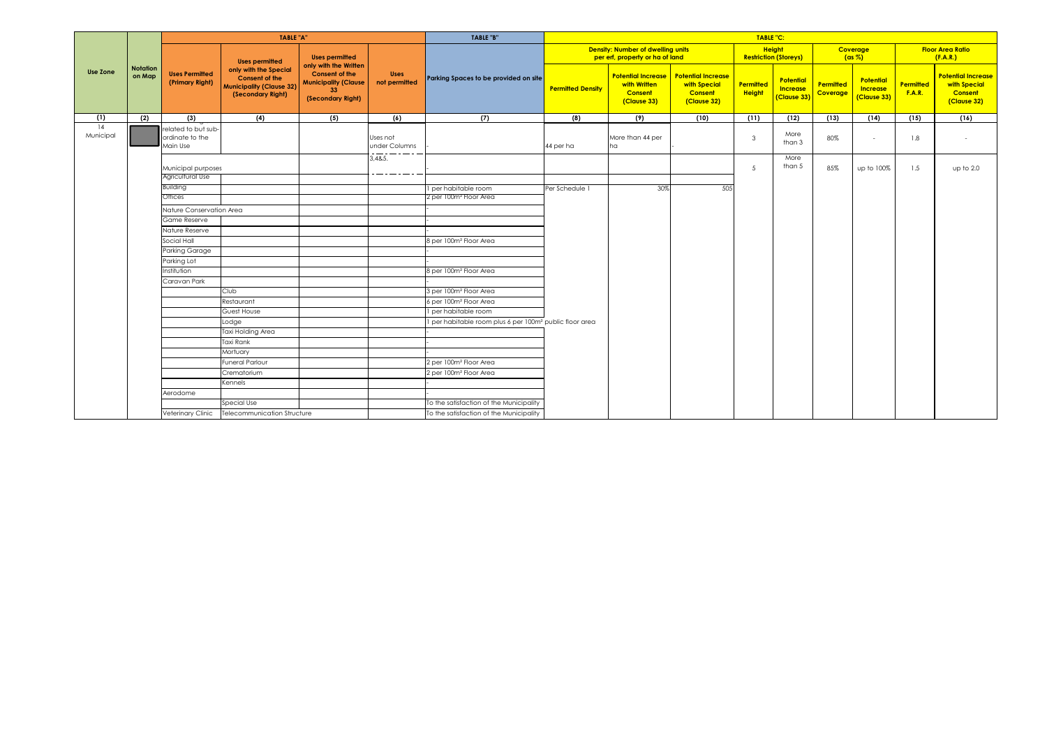| Use Zone | Notation on Map | TABLE "A" | | | | TABLE "B" | TABLE "C: | | | | | | | | |
|---|---|---|---|---|---|---|---|---|---|---|---|---|---|---|---|
| | | Uses Permitted (Primary Right) | Uses permitted only with the Special Consent of the Municipality (Clause 32) (Secondary Right) | Uses permitted only with the Written Consent of the Municipality (Clause 33 (Secondary Right) | Uses not permitted | Parking Spaces to be provided on site | Density: Number of dwelling units per erf, property or ha of land | | | Height Restriction (Storeys) | | Coverage (as %) | | Floor Area Ratio (F.A.R.) | |
| | | | | | | | Permitted Density | Potential Increase with Written Consent (Clause 33) | Potential Increase with Special Consent (Clause 32) | Permitted Height | Potential Increase (Clause 33) | Permitted Coverage | Potential Increase (Clause 33) | Permitted F.A.R. | Potential Increase with Special Consent (Clause 32) |
| (1) | (2) | (3) | (4) | (5) | (6) | (7) | (8) | (9) | (10) | (11) | (12) | (13) | (14) | (15) | (16) |
| 14 Municipal | | related to but sub-ordinate to the Main Use | | | Uses not under Columns | - | 44 per ha | More than 44 per ha | - | 3 | More than 3 | 80% | - | 1.8 | - |
| | | Municipal purposes | | | 3,4&5. | - | | | | 5 | More than 5 | 85% | up to 100% | 1.5 | up to 2.0 |
| | | Agricultural Use | | | | | | | | | | | | | |
| | | Building | | | | 1 per habitable room | Per Schedule 1 | 30% | 505 | | | | | | |
| | | Offices | | | | 2 per 100m² Floor Area | | | | | | | | | |
| | | Nature Conservation Area | | | | - | | | | | | | | | |
| | | Game Reserve | | | | - | | | | | | | | | |
| | | Nature Reserve | | | | - | | | | | | | | | |
| | | Social Hall | | | | 8 per 100m² Floor Area | | | | | | | | | |
| | | Parking Garage | | | | - | | | | | | | | | |
| | | Parking Lot | | | | - | | | | | | | | | |
| | | Institution | | | | 8 per 100m² Floor Area | | | | | | | | | |
| | | Caravan Park | | | | - | | | | | | | | | |
| | | | Club | | | 3 per 100m² Floor Area | | | | | | | | | |
| | | | Restaurant | | | 6 per 100m² Floor Area | | | | | | | | | |
| | | | Guest House | | | 1 per habitable room | | | | | | | | | |
| | | | Lodge | | | 1 per habitable room plus 6 per 100m² public floor area | | | | | | | | | |
| | | | Taxi Holding Area | | | - | | | | | | | | | |
| | | | Taxi Rank | | | - | | | | | | | | | |
| | | | Mortuary | | | - | | | | | | | | | |
| | | | Funeral Parlour | | | 2 per 100m² Floor Area | | | | | | | | | |
| | | | Crematorium | | | 2 per 100m² Floor Area | | | | | | | | | |
| | | | Kennels | | | - | | | | | | | | | |
| | | Aerodome | | | | - | | | | | | | | | |
| | | | Special Use | | | To the satisfaction of the Municipality | | | | | | | | | |
| | | Veterinary Clinic | Telecommunication Structure | | | To the satisfaction of the Municipality | | | | | | | | | |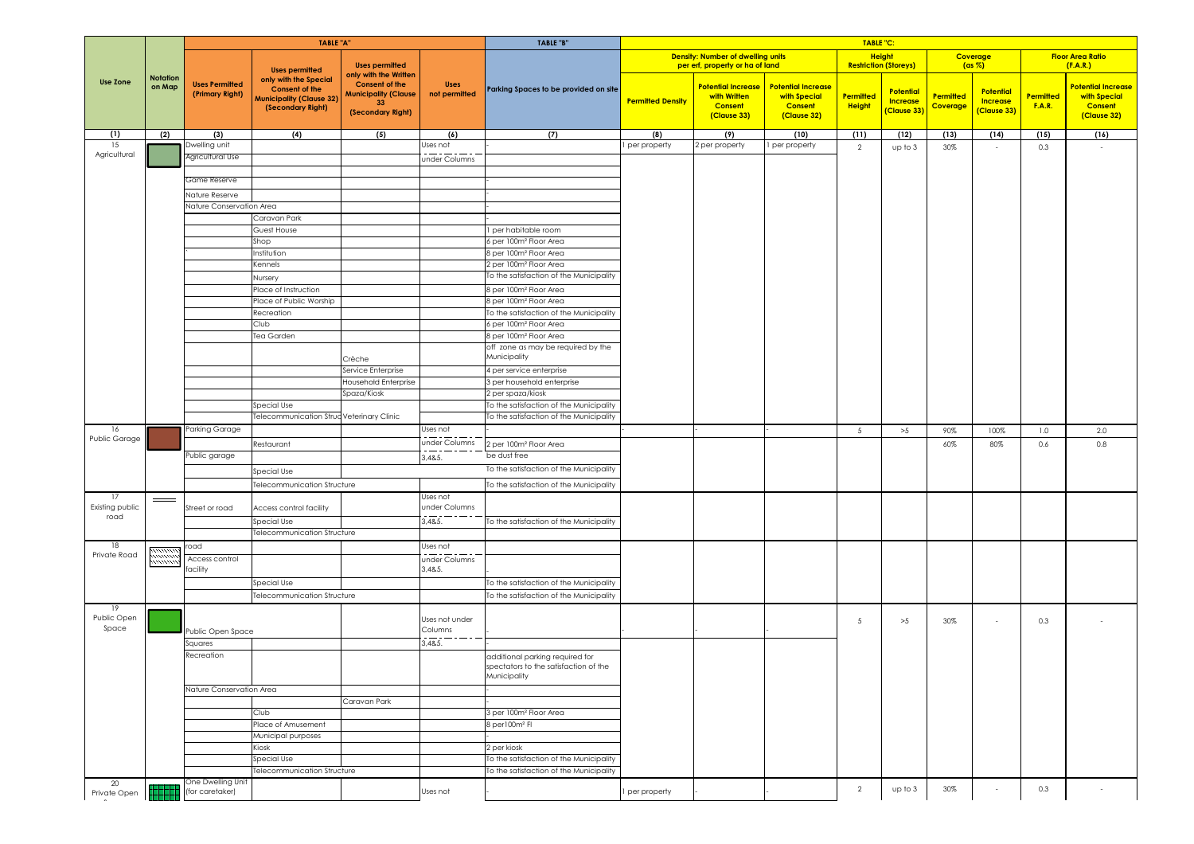| Use Zone | Notation on Map | TABLE "A" | | | | TABLE "B" | TABLE "C": | | | | | | | | |
|---|---|---|---|---|---|---|---|---|---|---|---|---|---|---|---|
| | | Uses Permitted (Primary Right) | Uses permitted only with the Special Consent of the Municipality (Clause 32) (Secondary Right) | Uses permitted only with the Written Consent of the Municipality (Clause 33 (Secondary Right) | Uses not permitted | Parking Spaces to be provided on site | Density: Number of dwelling units per erf, property or ha of land | | | Height Restriction (Storeys) | | Coverage (as %) | | Floor Area Ratio (F.A.R.) | |
| | | | | | | | Permitted Density | Potential Increase with Written Consent (Clause 33) | Potential Increase with Special Consent (Clause 32) | Permitted Height | Potential Increase (Clause 33) | Permitted Coverage | Potential Increase (Clause 33) | Permitted F.A.R. | Potential Increase with Special Consent (Clause 32) |
| (1) | (2) | (3) | (4) | (5) | (6) | (7) | (8) | (9) | (10) | (11) | (12) | (13) | (14) | (15) | (16) |
| 15 Agricultural | | Dwelling unit | | | Uses not under Columns | - | 1 per property | 2 per property | 1 per property | 2 | up to 3 | 30% | - | 0.3 | - |
| | | Agricultural Use | | | | | | | | | | | | | |
| | | Game Reserve | | | | - | | | | | | | | | |
| | | Nature Reserve | | | | - | | | | | | | | | |
| | | Nature Conservation Area | | | | - | | | | | | | | | |
| | | | Caravan Park | | | - | | | | | | | | | |
| | | | Guest House | | | 1 per habitable room | | | | | | | | | |
| | | | Shop | | | 6 per 100m² Floor Area | | | | | | | | | |
| | | ` | Institution | | | 8 per 100m² Floor Area | | | | | | | | | |
| | | | Kennels | | | 2 per 100m² Floor Area | | | | | | | | | |
| | | | Nursery | | | To the satisfaction of the Municipality | | | | | | | | | |
| | | | Place of Instruction | | | 8 per 100m² Floor Area | | | | | | | | | |
| | | | Place of Public Worship | | | 8 per 100m² Floor Area | | | | | | | | | |
| | | | Recreation | | | To the satisfaction of the Municipality | | | | | | | | | |
| | | | Club | | | 6 per 100m² Floor Area | | | | | | | | | |
| | | | Tea Garden | | | 8 per 100m² Floor Area | | | | | | | | | |
| | | | | Crèche | | off zone as may be required by the Municipality | | | | | | | | | |
| | | | | Service Enterprise | | 4 per service enterprise | | | | | | | | | |
| | | | | Household Enterprise | | 3 per household enterprise | | | | | | | | | |
| | | | | Spaza/Kiosk | | 2 per spaza/kiosk | | | | | | | | | |
| | | | Special Use | | | To the satisfaction of the Municipality | | | | | | | | | |
| | | | Telecommunication Struc | Veterinary Clinic | | To the satisfaction of the Municipality | | | | | | | | | |
| 16 Public Garage | | Parking Garage | | | Uses not under Columns 3,4&5. | - | - | - | - | 5 | >5 | 90% | 100% | 1.0 | 2.0 |
| | | | Restaurant | | | 2 per 100m² Floor Area | | | | | | 60% | 80% | 0.6 | 0.8 |
| | | Public garage | | | | be dust free | | | | | | | | | |
| | | | Special Use | | | To the satisfaction of the Municipality | | | | | | | | | |
| | | | Telecommunication Structure | | | To the satisfaction of the Municipality | | | | | | | | | |
| 17 Existing public road | | Street or road | Access control facility | | Uses not under Columns 3,4&5. | | | | | | | | | | |
| | | | Special Use | | | To the satisfaction of the Municipality | | | | | | | | | |
| | | | Telecommunication Structure | | | | | | | | | | | | |
| 18 Private Road | | road | | | Uses not under Columns 3,4&5. | | | | | | | | | | |
| | | Access control facility | | | | - | | | | | | | | | |
| | | | Special Use | | | To the satisfaction of the Municipality | | | | | | | | | |
| | | | Telecommunication Structure | | | To the satisfaction of the Municipality | | | | | | | | | |
| 19 Public Open Space | | Public Open Space | | | Uses not under Columns 3,4&5. | | - | - | - | 5 | >5 | 30% | - | 0.3 | - |
| | | Squares | | | | - | | | | | | | | | |
| | | Recreation | | | | additional parking required for spectators to the satisfaction of the Municipality | | | | | | | | | |
| | | Nature Conservation Area | | | | - | | | | | | | | | |
| | | | | Caravan Park | | - | | | | | | | | | |
| | | | Club | | | 3 per 100m² Floor Area | | | | | | | | | |
| | | | Place of Amusement | | | 8 per100m² Fl | | | | | | | | | |
| | | | Municipal purposes | | | - | | | | | | | | | |
| | | | Kiosk | | | 2 per kiosk | | | | | | | | | |
| | | | Special Use | | | To the satisfaction of the Municipality | | | | | | | | | |
| | | | Telecommunication Structure | | | To the satisfaction of the Municipality | | | | | | | | | |
| 20 Private Open | | One Dwelling Unit (for caretaker) | | | Uses not | - | 1 per property | - | - | 2 | up to 3 | 30% | - | 0.3 | - |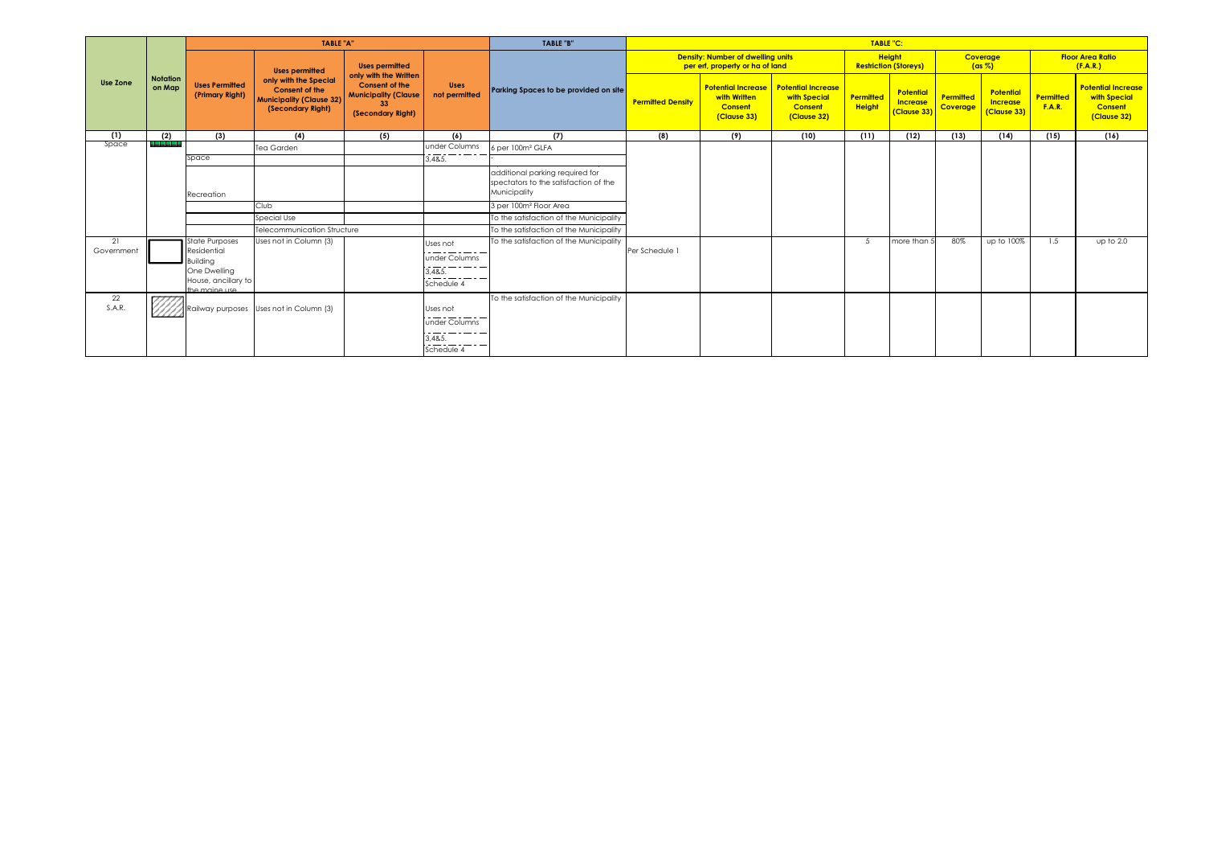| Use Zone | Notation on Map | TABLE "A" | | | | TABLE "B" | TABLE "C: | | | | | | | | |
|---|---|---|---|---|---|---|---|---|---|---|---|---|---|---|---|
| | | Uses Permitted (Primary Right) | Uses permitted only with the Special Consent of the Municipality (Clause 32) (Secondary Right) | Uses permitted only with the Written Consent of the Municipality (Clause 33 (Secondary Right) | Uses not permitted | Parking Spaces to be provided on site | Density: Number of dwelling units per erf, property or ha of land | | | Height Restriction (Storeys) | | Coverage (as %) | | Floor Area Ratio (F.A.R.) | |
| | | | | | | | Permitted Density | Potential Increase with Written Consent (Clause 33) | Potential Increase with Special Consent (Clause 32) | Permitted Height | Potential Increase (Clause 33) | Permitted Coverage | Potential Increase (Clause 33) | Permitted F.A.R. | Potential Increase with Special Consent (Clause 32) |
| (1) | (2) | (3) | (4) | (5) | (6) | (7) | (8) | (9) | (10) | (11) | (12) | (13) | (14) | (15) | (16) |
| Space | | | Tea Garden | | under Columns | 6 per 100m² GLFA | | | | | | | | | |
| | | Space | | | 3,4&5. | - | | | | | | | | | |
| | | Recreation | | | | additional parking required for spectators to the satisfaction of the Municipality | | | | | | | | | |
| | | | Club | | | 3 per 100m² Floor Area | | | | | | | | | |
| | | | Special Use | | | To the satisfaction of the Municipality | | | | | | | | | |
| | | | Telecommunication Structure | | | To the satisfaction of the Municipality | | | | | | | | | |
| 21 Government | | State Purposes Residential Building One Dwelling House, ancillary to the maine use | Uses not in Column (3) | | Uses not under Columns 3,4&5. Schedule 4 | To the satisfaction of the Municipality | Per Schedule 1 | | | 5 | more than 5 | 80% | up to 100% | 1.5 | up to 2.0 |
| 22 S.A.R. | | Railway purposes | Uses not in Column (3) | | Uses not under Columns 3,4&5. Schedule 4 | To the satisfaction of the Municipality | | | | | | | | | |